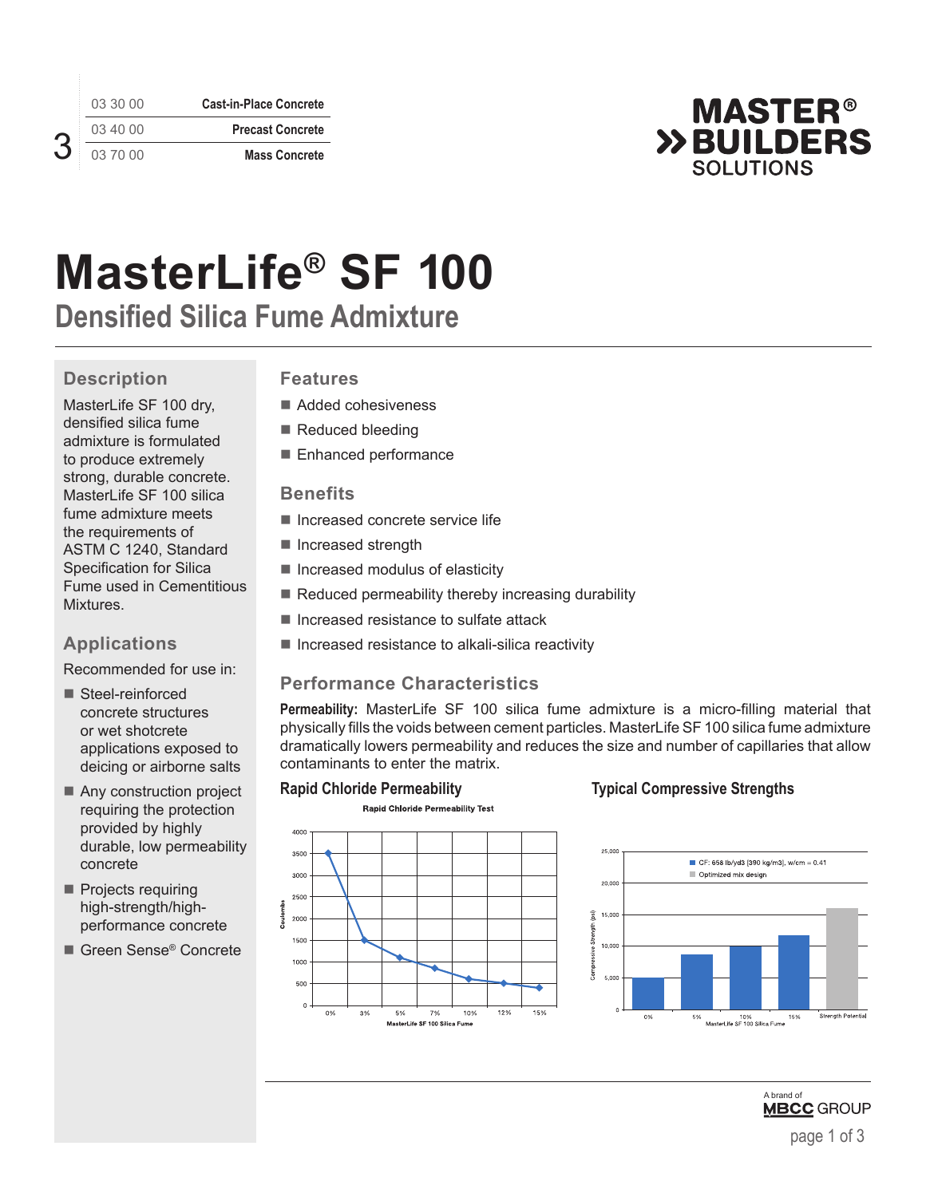| 03 30 00 | Cast-in-Place Concrete |
|---|---|
| 03 40 00 | Precast Concrete |
| 03 70 00 | Mass Concrete |

# MasterLife® SF 100

## Densified Silica Fume Admixture

### Description

MasterLife SF 100 dry, densified silica fume admixture is formulated to produce extremely strong, durable concrete. MasterLife SF 100 silica fume admixture meets the requirements of ASTM C 1240, Standard Specification for Silica Fume used in Cementitious Mixtures.

### Applications

Recommended for use in:

- Steel-reinforced concrete structures or wet shotcrete applications exposed to deicing or airborne salts
- Any construction project requiring the protection provided by highly durable, low permeability concrete
- Projects requiring high-strength/high-performance concrete
- Green Sense® Concrete

### Features

- Added cohesiveness
- Reduced bleeding
- Enhanced performance

### Benefits

- Increased concrete service life
- Increased strength
- Increased modulus of elasticity
- Reduced permeability thereby increasing durability
- Increased resistance to sulfate attack
- Increased resistance to alkali-silica reactivity

### Performance Characteristics

**Permeability:** MasterLife SF 100 silica fume admixture is a micro-filling material that physically fills the voids between cement particles. MasterLife SF 100 silica fume admixture dramatically lowers permeability and reduces the size and number of capillaries that allow contaminants to enter the matrix.

**Rapid Chloride Permeability**

Rapid Chloride Permeability Test

**Typical Compressive Strengths**

CF: 658 lb/yd3 [390 kg/m3], w/cm = 0.41

Optimized mix design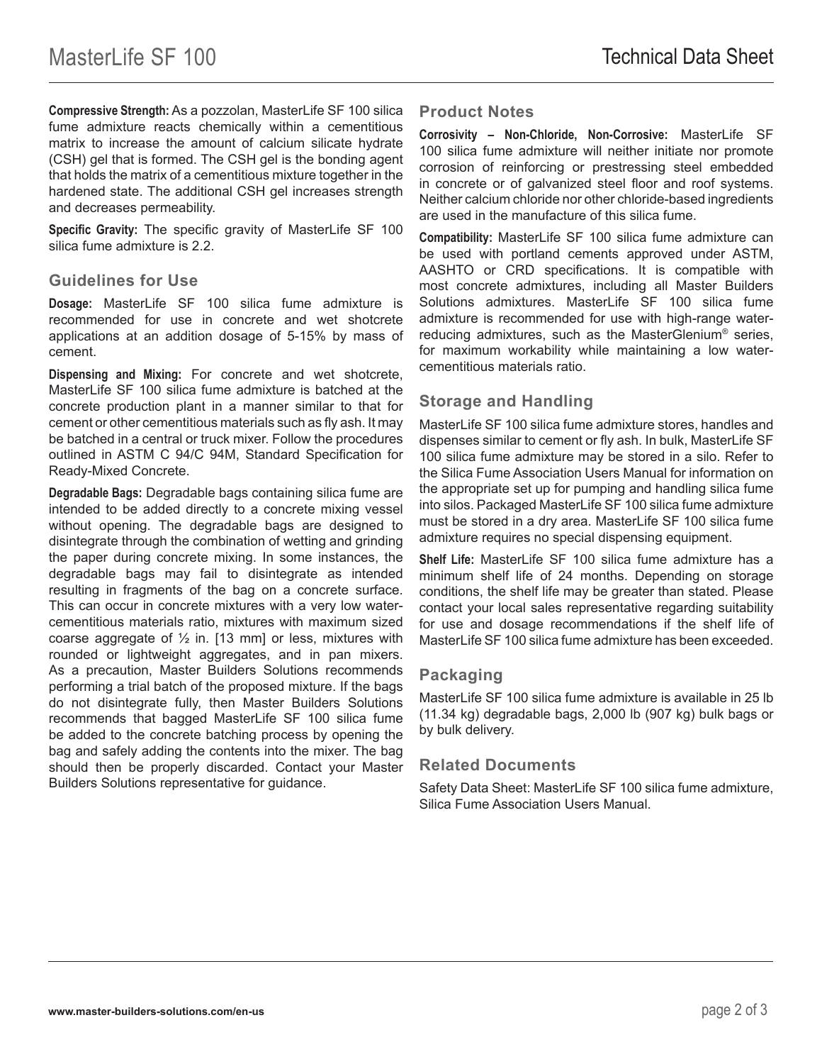**Compressive Strength:** As a pozzolan, MasterLife SF 100 silica fume admixture reacts chemically within a cementitious matrix to increase the amount of calcium silicate hydrate (CSH) gel that is formed. The CSH gel is the bonding agent that holds the matrix of a cementitious mixture together in the hardened state. The additional CSH gel increases strength and decreases permeability.

**Specific Gravity:** The specific gravity of MasterLife SF 100 silica fume admixture is 2.2.

## Guidelines for Use

**Dosage:** MasterLife SF 100 silica fume admixture is recommended for use in concrete and wet shotcrete applications at an addition dosage of 5-15% by mass of cement.

**Dispensing and Mixing:** For concrete and wet shotcrete, MasterLife SF 100 silica fume admixture is batched at the concrete production plant in a manner similar to that for cement or other cementitious materials such as fly ash. It may be batched in a central or truck mixer. Follow the procedures outlined in ASTM C 94/C 94M, Standard Specification for Ready-Mixed Concrete.

**Degradable Bags:** Degradable bags containing silica fume are intended to be added directly to a concrete mixing vessel without opening. The degradable bags are designed to disintegrate through the combination of wetting and grinding the paper during concrete mixing. In some instances, the degradable bags may fail to disintegrate as intended resulting in fragments of the bag on a concrete surface. This can occur in concrete mixtures with a very low water-cementitious materials ratio, mixtures with maximum sized coarse aggregate of ½ in. [13 mm] or less, mixtures with rounded or lightweight aggregates, and in pan mixers. As a precaution, Master Builders Solutions recommends performing a trial batch of the proposed mixture. If the bags do not disintegrate fully, then Master Builders Solutions recommends that bagged MasterLife SF 100 silica fume be added to the concrete batching process by opening the bag and safely adding the contents into the mixer. The bag should then be properly discarded. Contact your Master Builders Solutions representative for guidance.

## Product Notes

**Corrosivity – Non-Chloride, Non-Corrosive:** MasterLife SF 100 silica fume admixture will neither initiate nor promote corrosion of reinforcing or prestressing steel embedded in concrete or of galvanized steel floor and roof systems. Neither calcium chloride nor other chloride-based ingredients are used in the manufacture of this silica fume.

**Compatibility:** MasterLife SF 100 silica fume admixture can be used with portland cements approved under ASTM, AASHTO or CRD specifications. It is compatible with most concrete admixtures, including all Master Builders Solutions admixtures. MasterLife SF 100 silica fume admixture is recommended for use with high-range water-reducing admixtures, such as the MasterGlenium® series, for maximum workability while maintaining a low water-cementitious materials ratio.

## Storage and Handling

MasterLife SF 100 silica fume admixture stores, handles and dispenses similar to cement or fly ash. In bulk, MasterLife SF 100 silica fume admixture may be stored in a silo. Refer to the Silica Fume Association Users Manual for information on the appropriate set up for pumping and handling silica fume into silos. Packaged MasterLife SF 100 silica fume admixture must be stored in a dry area. MasterLife SF 100 silica fume admixture requires no special dispensing equipment.

**Shelf Life:** MasterLife SF 100 silica fume admixture has a minimum shelf life of 24 months. Depending on storage conditions, the shelf life may be greater than stated. Please contact your local sales representative regarding suitability for use and dosage recommendations if the shelf life of MasterLife SF 100 silica fume admixture has been exceeded.

## Packaging

MasterLife SF 100 silica fume admixture is available in 25 lb (11.34 kg) degradable bags, 2,000 lb (907 kg) bulk bags or by bulk delivery.

## Related Documents

Safety Data Sheet: MasterLife SF 100 silica fume admixture, Silica Fume Association Users Manual.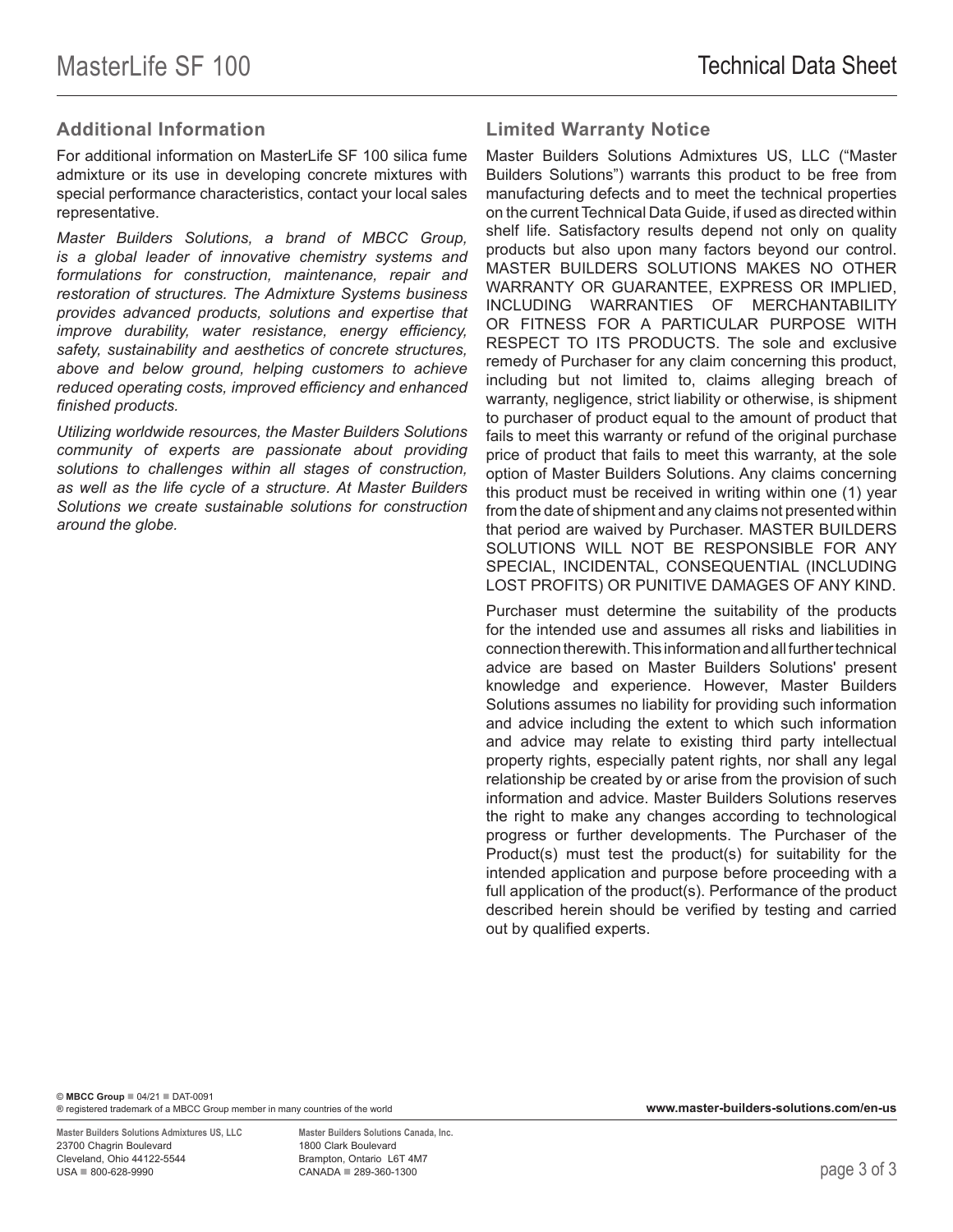## Additional Information

For additional information on MasterLife SF 100 silica fume admixture or its use in developing concrete mixtures with special performance characteristics, contact your local sales representative.

*Master Builders Solutions, a brand of MBCC Group, is a global leader of innovative chemistry systems and formulations for construction, maintenance, repair and restoration of structures. The Admixture Systems business provides advanced products, solutions and expertise that improve durability, water resistance, energy efficiency, safety, sustainability and aesthetics of concrete structures, above and below ground, helping customers to achieve reduced operating costs, improved efficiency and enhanced finished products.*

*Utilizing worldwide resources, the Master Builders Solutions community of experts are passionate about providing solutions to challenges within all stages of construction, as well as the life cycle of a structure. At Master Builders Solutions we create sustainable solutions for construction around the globe.*

## Limited Warranty Notice

Master Builders Solutions Admixtures US, LLC ("Master Builders Solutions") warrants this product to be free from manufacturing defects and to meet the technical properties on the current Technical Data Guide, if used as directed within shelf life. Satisfactory results depend not only on quality products but also upon many factors beyond our control. MASTER BUILDERS SOLUTIONS MAKES NO OTHER WARRANTY OR GUARANTEE, EXPRESS OR IMPLIED, INCLUDING WARRANTIES OF MERCHANTABILITY OR FITNESS FOR A PARTICULAR PURPOSE WITH RESPECT TO ITS PRODUCTS. The sole and exclusive remedy of Purchaser for any claim concerning this product, including but not limited to, claims alleging breach of warranty, negligence, strict liability or otherwise, is shipment to purchaser of product equal to the amount of product that fails to meet this warranty or refund of the original purchase price of product that fails to meet this warranty, at the sole option of Master Builders Solutions. Any claims concerning this product must be received in writing within one (1) year from the date of shipment and any claims not presented within that period are waived by Purchaser. MASTER BUILDERS SOLUTIONS WILL NOT BE RESPONSIBLE FOR ANY SPECIAL, INCIDENTAL, CONSEQUENTIAL (INCLUDING LOST PROFITS) OR PUNITIVE DAMAGES OF ANY KIND.

Purchaser must determine the suitability of the products for the intended use and assumes all risks and liabilities in connection therewith. This information and all further technical advice are based on Master Builders Solutions' present knowledge and experience. However, Master Builders Solutions assumes no liability for providing such information and advice including the extent to which such information and advice may relate to existing third party intellectual property rights, especially patent rights, nor shall any legal relationship be created by or arise from the provision of such information and advice. Master Builders Solutions reserves the right to make any changes according to technological progress or further developments. The Purchaser of the Product(s) must test the product(s) for suitability for the intended application and purpose before proceeding with a full application of the product(s). Performance of the product described herein should be verified by testing and carried out by qualified experts.

© **MBCC Group** ■ 04/21 ■ DAT-0091
® registered trademark of a MBCC Group member in many countries of the world

**www.master-builders-solutions.com/en-us**

**Master Builders Solutions Admixtures US, LLC**
23700 Chagrin Boulevard
Cleveland, Ohio 44122-5544
USA ■ 800-628-9990

**Master Builders Solutions Canada, Inc.**
1800 Clark Boulevard
Brampton, Ontario L6T 4M7
CANADA ■ 289-360-1300